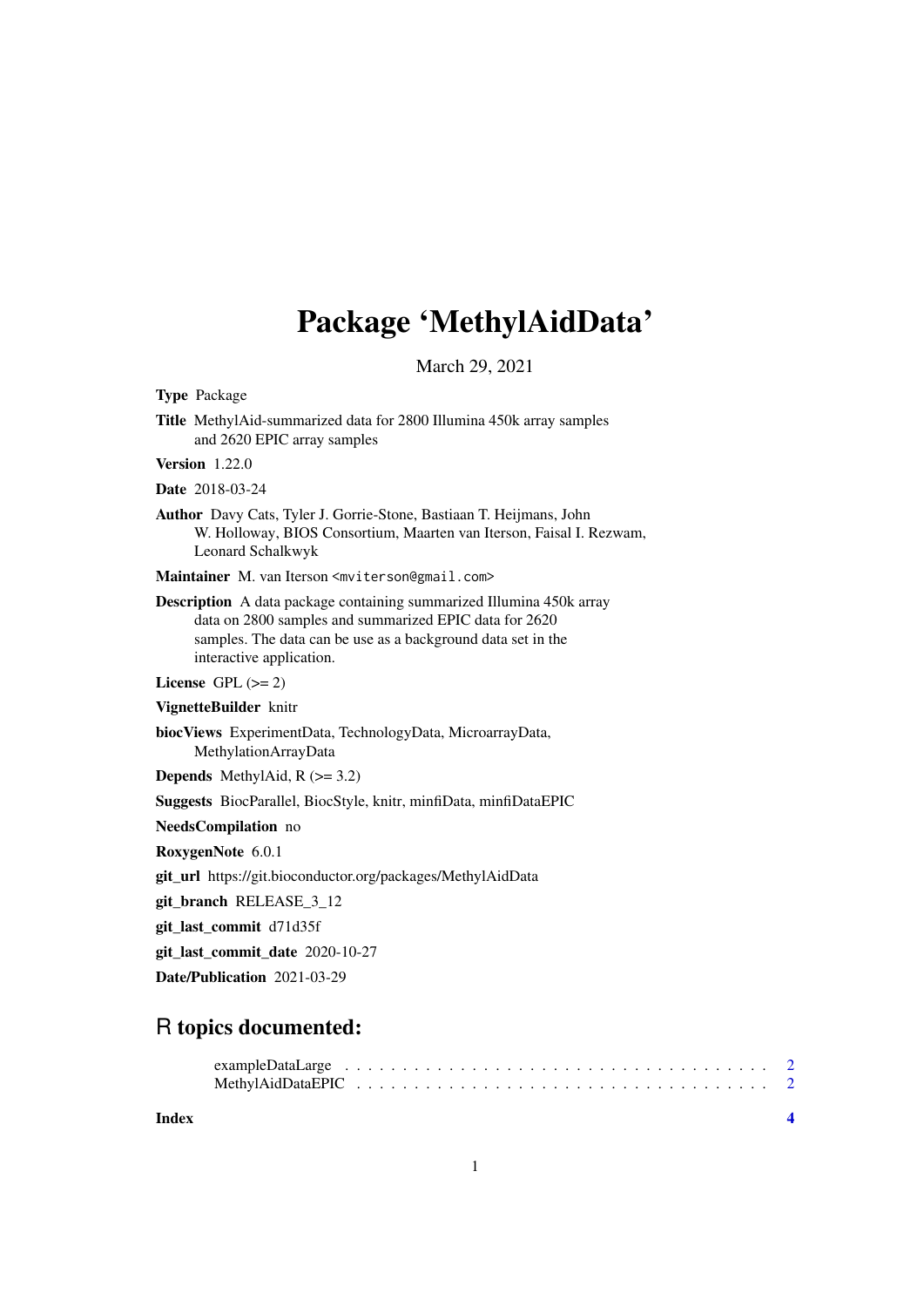# Package 'MethylAidData'

March 29, 2021

**Type** Package

**Title** MethylAid-summarized data for 2800 Illumina 450k array samples and 2620 EPIC array samples

**Version** 1.22.0

**Date** 2018-03-24

**Author** Davy Cats, Tyler J. Gorrie-Stone, Bastiaan T. Heijmans, John W. Holloway, BIOS Consortium, Maarten van Iterson, Faisal I. Rezwam, Leonard Schalkwyk

**Maintainer** M. van Iterson <mviterson@gmail.com>

**Description** A data package containing summarized Illumina 450k array data on 2800 samples and summarized EPIC data for 2620 samples. The data can be use as a background data set in the interactive application.

**License** GPL (>= 2)

**VignetteBuilder** knitr

**biocViews** ExperimentData, TechnologyData, MicroarrayData, MethylationArrayData

**Depends** MethylAid, R (>= 3.2)

**Suggests** BiocParallel, BiocStyle, knitr, minfiData, minfiDataEPIC

**NeedsCompilation** no

**RoxygenNote** 6.0.1

**git_url** https://git.bioconductor.org/packages/MethylAidData

**git_branch** RELEASE_3_12

**git_last_commit** d71d35f

**git_last_commit_date** 2020-10-27

**Date/Publication** 2021-03-29

## R topics documented:

- exampleDataLarge . . . . . . . . . . . . . . . . . . . . . . . . . . . . . . . . . . . . 2
- MethylAidDataEPIC . . . . . . . . . . . . . . . . . . . . . . . . . . . . . . . . . . . 2

**Index** 4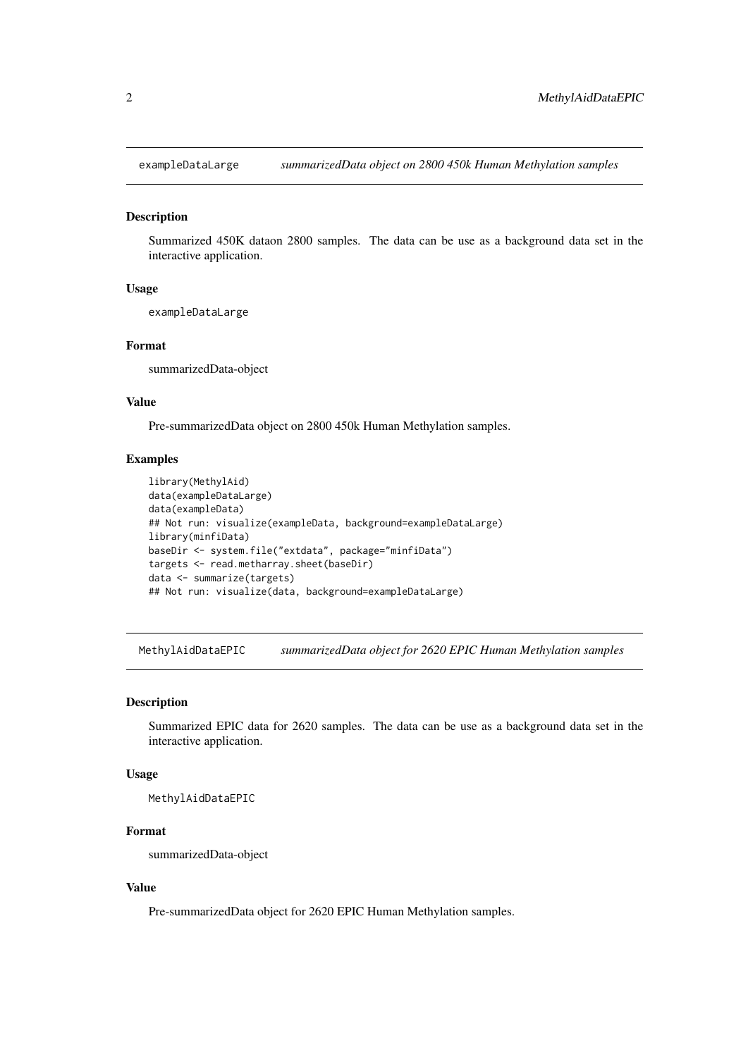## exampleDataLarge *summarizedData object on 2800 450k Human Methylation samples*

### Description

Summarized 450K dataon 2800 samples. The data can be use as a background data set in the interactive application.

### Usage

```
exampleDataLarge
```

### Format

summarizedData-object

### Value

Pre-summarizedData object on 2800 450k Human Methylation samples.

### Examples

```
library(MethylAid)
data(exampleDataLarge)
data(exampleData)
## Not run: visualize(exampleData, background=exampleDataLarge)
library(minfiData)
baseDir <- system.file("extdata", package="minfiData")
targets <- read.metharray.sheet(baseDir)
data <- summarize(targets)
## Not run: visualize(data, background=exampleDataLarge)
```

## MethylAidDataEPIC *summarizedData object for 2620 EPIC Human Methylation samples*

### Description

Summarized EPIC data for 2620 samples. The data can be use as a background data set in the interactive application.

### Usage

```
MethylAidDataEPIC
```

### Format

summarizedData-object

### Value

Pre-summarizedData object for 2620 EPIC Human Methylation samples.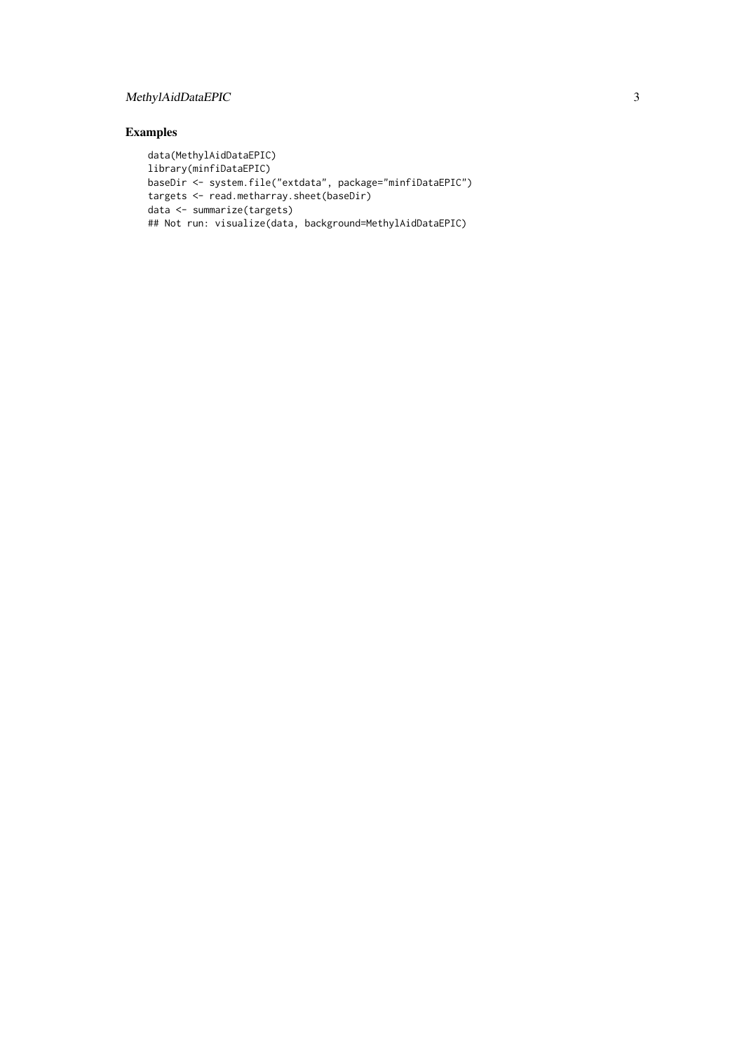## Examples

```
data(MethylAidDataEPIC)
library(minfiDataEPIC)
baseDir <- system.file("extdata", package="minfiDataEPIC")
targets <- read.metharray.sheet(baseDir)
data <- summarize(targets)
## Not run: visualize(data, background=MethylAidDataEPIC)
```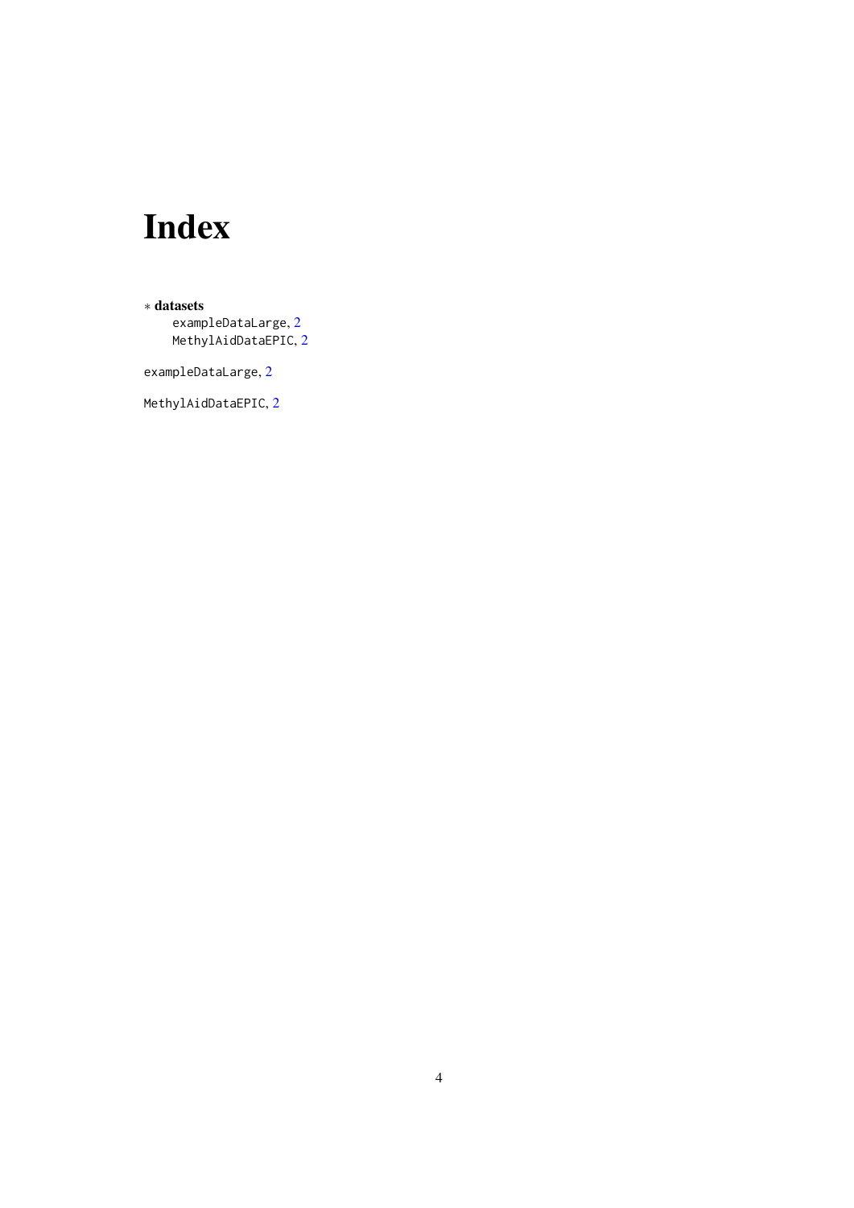# Index

∗ **datasets**
    exampleDataLarge, 2
    MethylAidDataEPIC, 2

exampleDataLarge, 2

MethylAidDataEPIC, 2